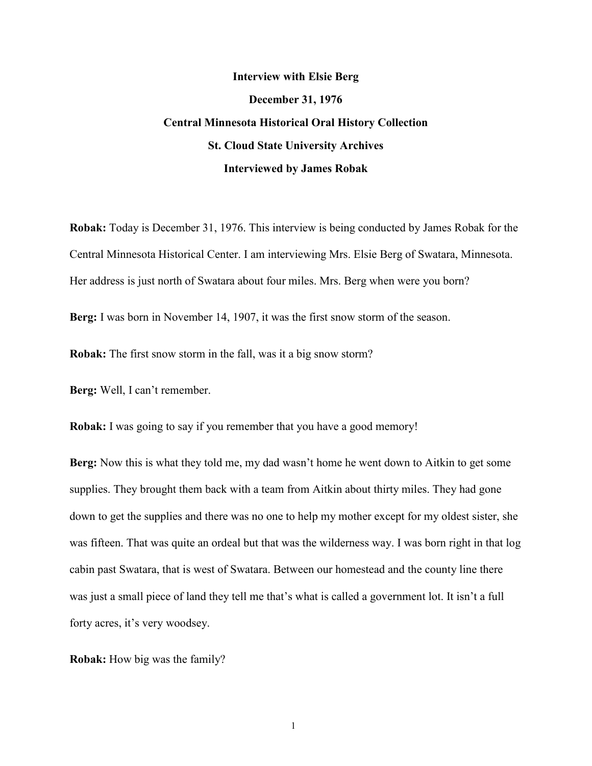**Interview with Elsie Berg**

**December 31, 1976**

**Central Minnesota Historical Oral History Collection**

**St. Cloud State University Archives**

**Interviewed by James Robak**

**Robak:** Today is December 31, 1976. This interview is being conducted by James Robak for the Central Minnesota Historical Center. I am interviewing Mrs. Elsie Berg of Swatara, Minnesota. Her address is just north of Swatara about four miles. Mrs. Berg when were you born?

**Berg:** I was born in November 14, 1907, it was the first snow storm of the season.

**Robak:** The first snow storm in the fall, was it a big snow storm?

**Berg:** Well, I can't remember.

**Robak:** I was going to say if you remember that you have a good memory!

**Berg:** Now this is what they told me, my dad wasn't home he went down to Aitkin to get some supplies. They brought them back with a team from Aitkin about thirty miles. They had gone down to get the supplies and there was no one to help my mother except for my oldest sister, she was fifteen. That was quite an ordeal but that was the wilderness way. I was born right in that log cabin past Swatara, that is west of Swatara. Between our homestead and the county line there was just a small piece of land they tell me that's what is called a government lot. It isn't a full forty acres, it's very woodsey.

**Robak:** How big was the family?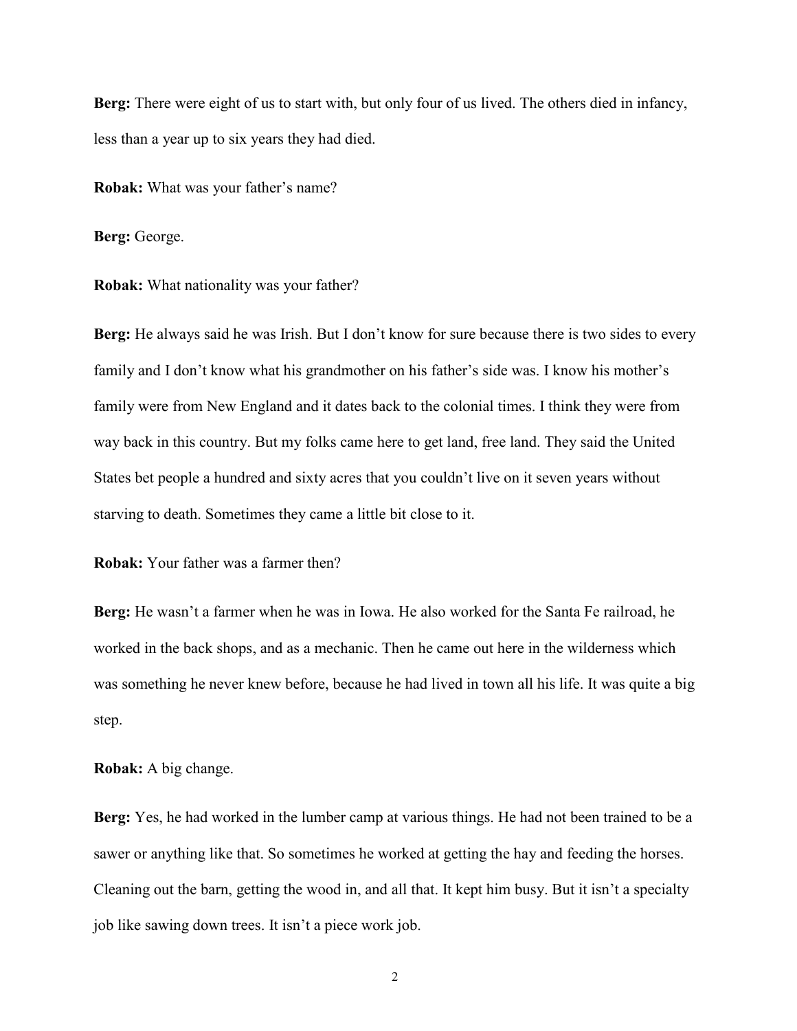**Berg:** There were eight of us to start with, but only four of us lived. The others died in infancy, less than a year up to six years they had died.

**Robak:** What was your father's name?

**Berg:** George.

**Robak:** What nationality was your father?

**Berg:** He always said he was Irish. But I don't know for sure because there is two sides to every family and I don't know what his grandmother on his father's side was. I know his mother's family were from New England and it dates back to the colonial times. I think they were from way back in this country. But my folks came here to get land, free land. They said the United States bet people a hundred and sixty acres that you couldn't live on it seven years without starving to death. Sometimes they came a little bit close to it.

**Robak:** Your father was a farmer then?

**Berg:** He wasn't a farmer when he was in Iowa. He also worked for the Santa Fe railroad, he worked in the back shops, and as a mechanic. Then he came out here in the wilderness which was something he never knew before, because he had lived in town all his life. It was quite a big step.

**Robak:** A big change.

**Berg:** Yes, he had worked in the lumber camp at various things. He had not been trained to be a sawer or anything like that. So sometimes he worked at getting the hay and feeding the horses. Cleaning out the barn, getting the wood in, and all that. It kept him busy. But it isn't a specialty job like sawing down trees. It isn't a piece work job.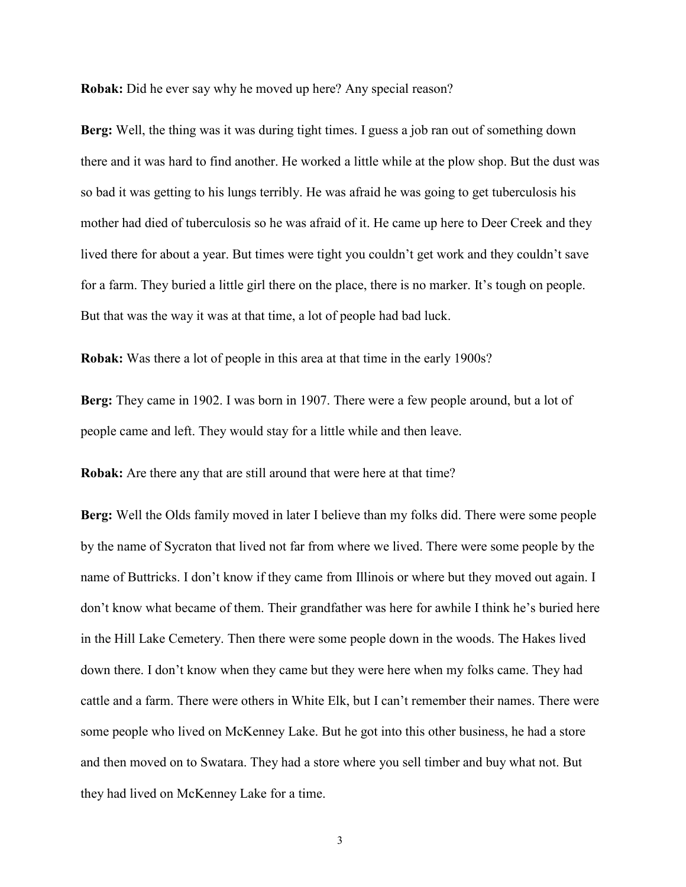**Robak:** Did he ever say why he moved up here? Any special reason?

**Berg:** Well, the thing was it was during tight times. I guess a job ran out of something down there and it was hard to find another. He worked a little while at the plow shop. But the dust was so bad it was getting to his lungs terribly. He was afraid he was going to get tuberculosis his mother had died of tuberculosis so he was afraid of it. He came up here to Deer Creek and they lived there for about a year. But times were tight you couldn't get work and they couldn't save for a farm. They buried a little girl there on the place, there is no marker. It's tough on people. But that was the way it was at that time, a lot of people had bad luck.

**Robak:** Was there a lot of people in this area at that time in the early 1900s?

**Berg:** They came in 1902. I was born in 1907. There were a few people around, but a lot of people came and left. They would stay for a little while and then leave.

**Robak:** Are there any that are still around that were here at that time?

**Berg:** Well the Olds family moved in later I believe than my folks did. There were some people by the name of Sycraton that lived not far from where we lived. There were some people by the name of Buttricks. I don't know if they came from Illinois or where but they moved out again. I don't know what became of them. Their grandfather was here for awhile I think he's buried here in the Hill Lake Cemetery. Then there were some people down in the woods. The Hakes lived down there. I don't know when they came but they were here when my folks came. They had cattle and a farm. There were others in White Elk, but I can't remember their names. There were some people who lived on McKenney Lake. But he got into this other business, he had a store and then moved on to Swatara. They had a store where you sell timber and buy what not. But they had lived on McKenney Lake for a time.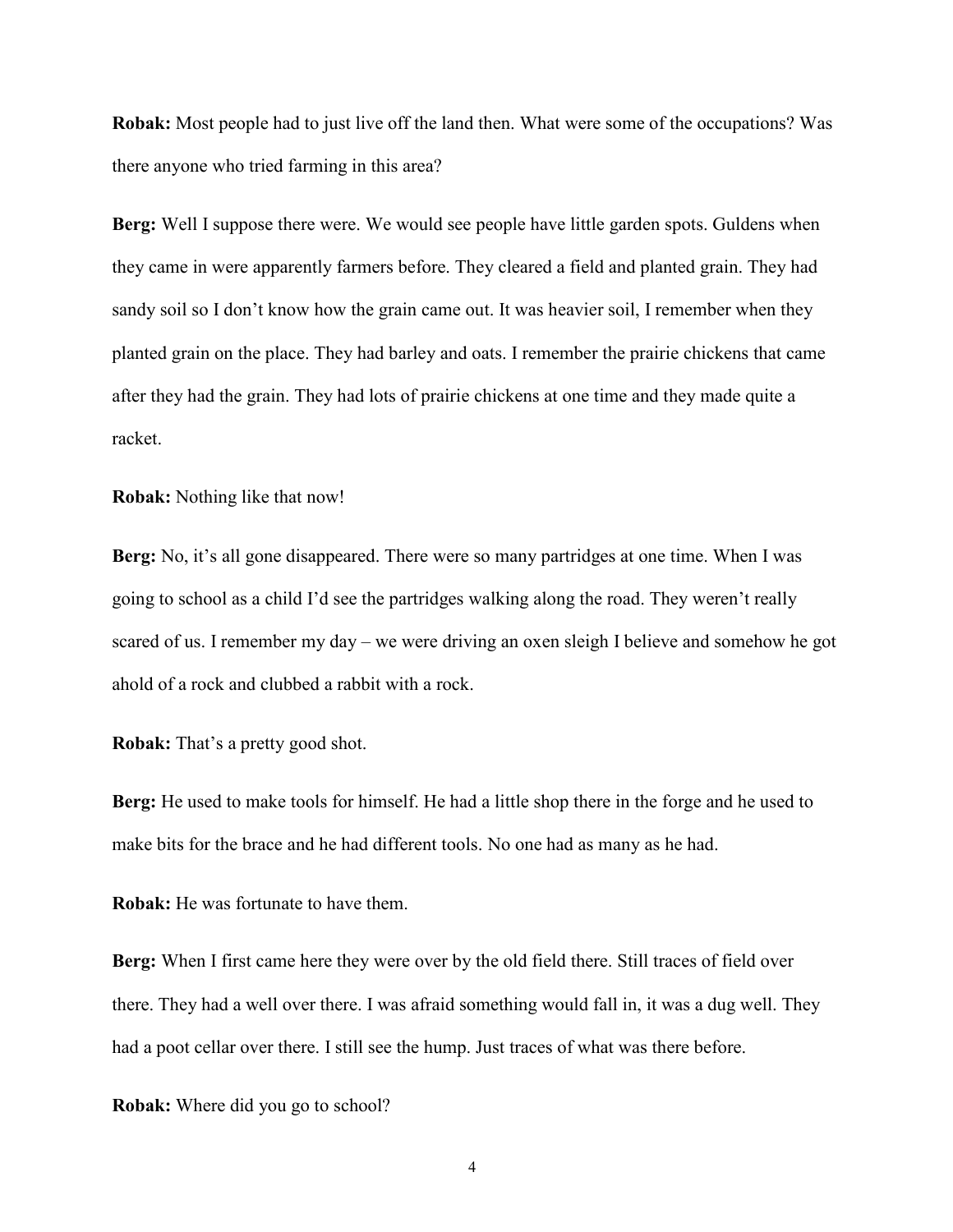**Robak:** Most people had to just live off the land then. What were some of the occupations? Was there anyone who tried farming in this area?

**Berg:** Well I suppose there were. We would see people have little garden spots. Guldens when they came in were apparently farmers before. They cleared a field and planted grain. They had sandy soil so I don't know how the grain came out. It was heavier soil, I remember when they planted grain on the place. They had barley and oats. I remember the prairie chickens that came after they had the grain. They had lots of prairie chickens at one time and they made quite a racket.

**Robak:** Nothing like that now!

**Berg:** No, it's all gone disappeared. There were so many partridges at one time. When I was going to school as a child I'd see the partridges walking along the road. They weren't really scared of us. I remember my day – we were driving an oxen sleigh I believe and somehow he got ahold of a rock and clubbed a rabbit with a rock.

**Robak:** That's a pretty good shot.

**Berg:** He used to make tools for himself. He had a little shop there in the forge and he used to make bits for the brace and he had different tools. No one had as many as he had.

**Robak:** He was fortunate to have them.

**Berg:** When I first came here they were over by the old field there. Still traces of field over there. They had a well over there. I was afraid something would fall in, it was a dug well. They had a poot cellar over there. I still see the hump. Just traces of what was there before.

**Robak:** Where did you go to school?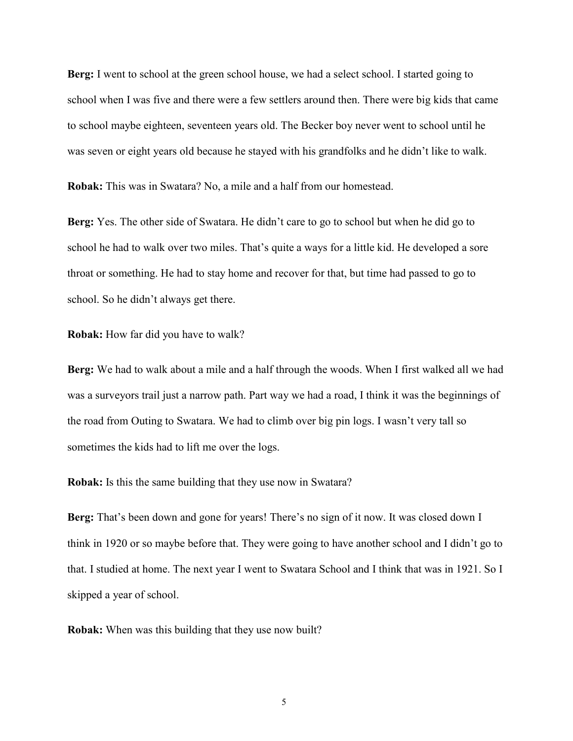**Berg:** I went to school at the green school house, we had a select school. I started going to school when I was five and there were a few settlers around then. There were big kids that came to school maybe eighteen, seventeen years old. The Becker boy never went to school until he was seven or eight years old because he stayed with his grandfolks and he didn't like to walk.

**Robak:** This was in Swatara? No, a mile and a half from our homestead.

**Berg:** Yes. The other side of Swatara. He didn't care to go to school but when he did go to school he had to walk over two miles. That's quite a ways for a little kid. He developed a sore throat or something. He had to stay home and recover for that, but time had passed to go to school. So he didn't always get there.

**Robak:** How far did you have to walk?

**Berg:** We had to walk about a mile and a half through the woods. When I first walked all we had was a surveyors trail just a narrow path. Part way we had a road, I think it was the beginnings of the road from Outing to Swatara. We had to climb over big pin logs. I wasn't very tall so sometimes the kids had to lift me over the logs.

**Robak:** Is this the same building that they use now in Swatara?

**Berg:** That's been down and gone for years! There's no sign of it now. It was closed down I think in 1920 or so maybe before that. They were going to have another school and I didn't go to that. I studied at home. The next year I went to Swatara School and I think that was in 1921. So I skipped a year of school.

**Robak:** When was this building that they use now built?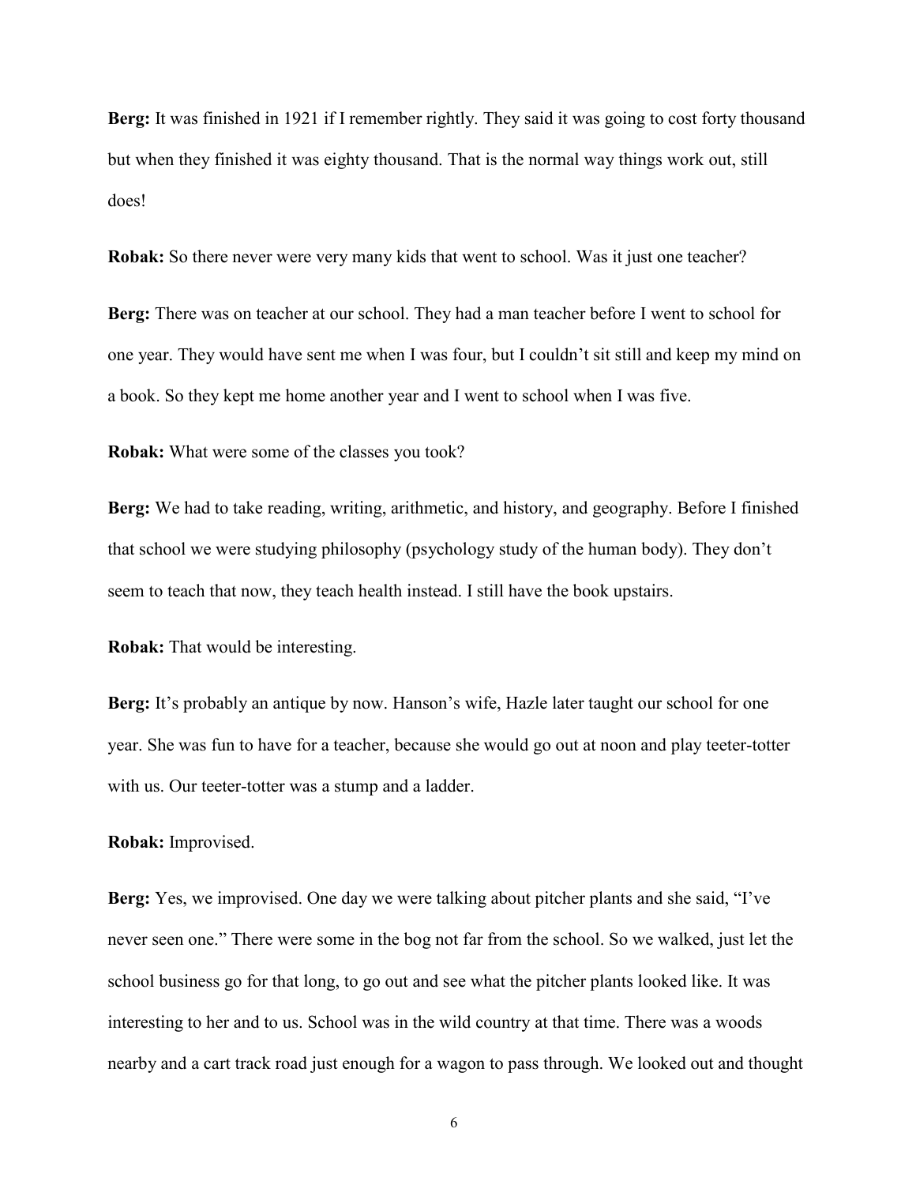**Berg:** It was finished in 1921 if I remember rightly. They said it was going to cost forty thousand but when they finished it was eighty thousand. That is the normal way things work out, still does!

**Robak:** So there never were very many kids that went to school. Was it just one teacher?

**Berg:** There was on teacher at our school. They had a man teacher before I went to school for one year. They would have sent me when I was four, but I couldn't sit still and keep my mind on a book. So they kept me home another year and I went to school when I was five.

**Robak:** What were some of the classes you took?

**Berg:** We had to take reading, writing, arithmetic, and history, and geography. Before I finished that school we were studying philosophy (psychology study of the human body). They don't seem to teach that now, they teach health instead. I still have the book upstairs.

**Robak:** That would be interesting.

**Berg:** It's probably an antique by now. Hanson's wife, Hazle later taught our school for one year. She was fun to have for a teacher, because she would go out at noon and play teeter-totter with us. Our teeter-totter was a stump and a ladder.

**Robak:** Improvised.

**Berg:** Yes, we improvised. One day we were talking about pitcher plants and she said, "I've never seen one." There were some in the bog not far from the school. So we walked, just let the school business go for that long, to go out and see what the pitcher plants looked like. It was interesting to her and to us. School was in the wild country at that time. There was a woods nearby and a cart track road just enough for a wagon to pass through. We looked out and thought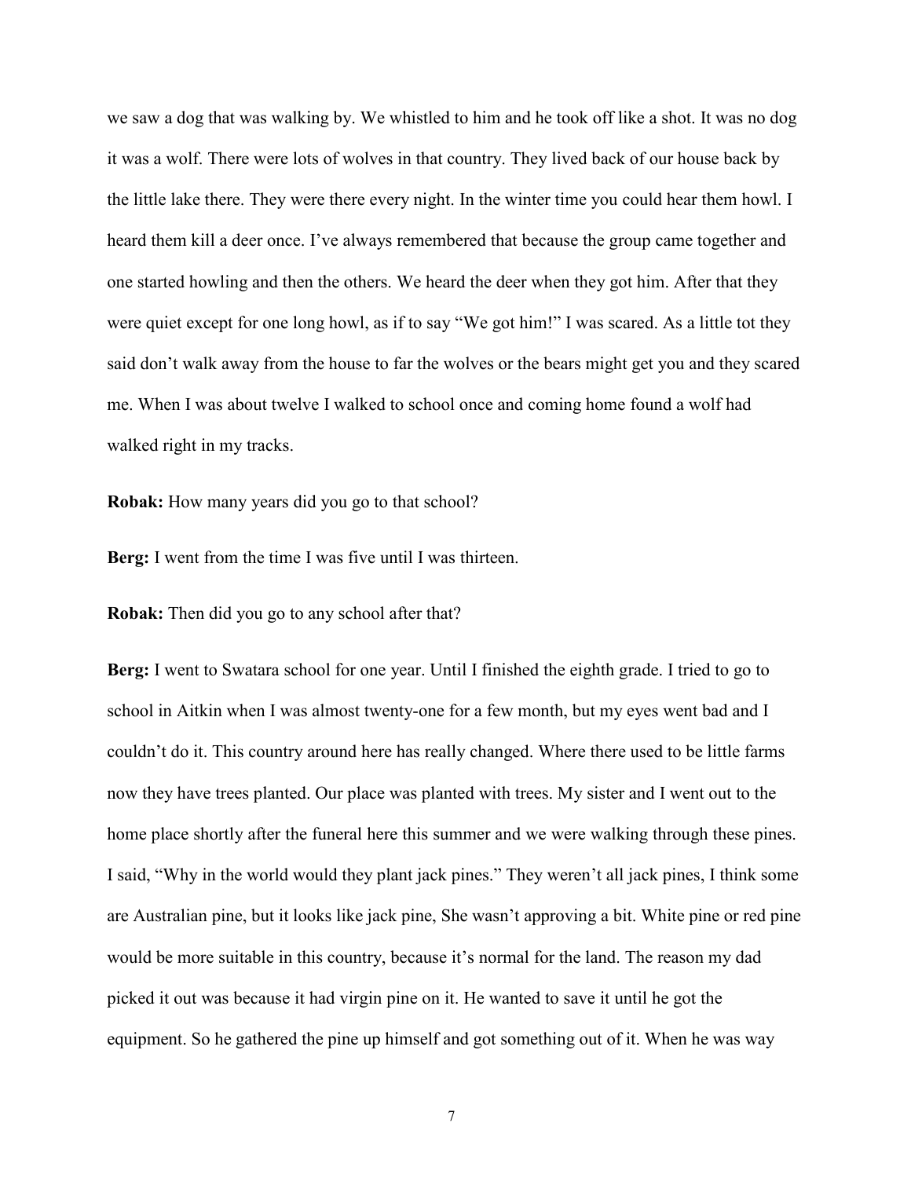we saw a dog that was walking by. We whistled to him and he took off like a shot. It was no dog it was a wolf. There were lots of wolves in that country. They lived back of our house back by the little lake there. They were there every night. In the winter time you could hear them howl. I heard them kill a deer once. I've always remembered that because the group came together and one started howling and then the others. We heard the deer when they got him. After that they were quiet except for one long howl, as if to say "We got him!" I was scared. As a little tot they said don't walk away from the house to far the wolves or the bears might get you and they scared me. When I was about twelve I walked to school once and coming home found a wolf had walked right in my tracks.

**Robak:** How many years did you go to that school?

**Berg:** I went from the time I was five until I was thirteen.

**Robak:** Then did you go to any school after that?

**Berg:** I went to Swatara school for one year. Until I finished the eighth grade. I tried to go to school in Aitkin when I was almost twenty-one for a few month, but my eyes went bad and I couldn't do it. This country around here has really changed. Where there used to be little farms now they have trees planted. Our place was planted with trees. My sister and I went out to the home place shortly after the funeral here this summer and we were walking through these pines. I said, "Why in the world would they plant jack pines." They weren't all jack pines, I think some are Australian pine, but it looks like jack pine, She wasn't approving a bit. White pine or red pine would be more suitable in this country, because it's normal for the land. The reason my dad picked it out was because it had virgin pine on it. He wanted to save it until he got the equipment. So he gathered the pine up himself and got something out of it. When he was way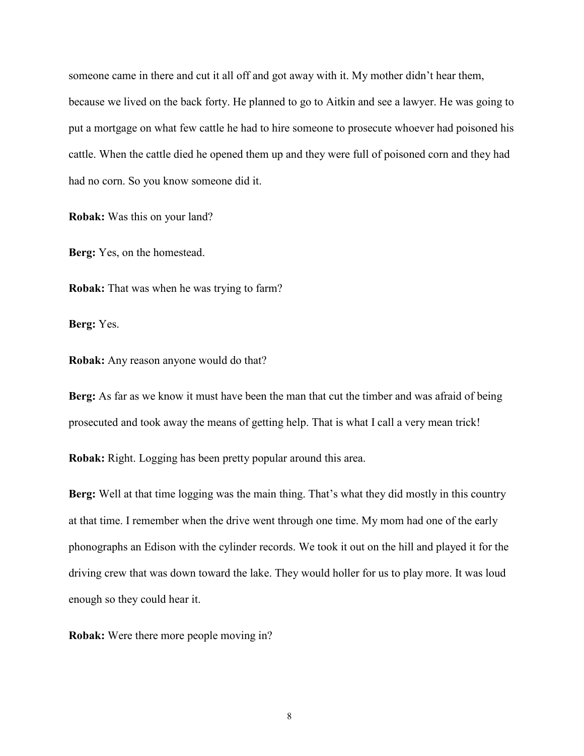someone came in there and cut it all off and got away with it. My mother didn't hear them, because we lived on the back forty. He planned to go to Aitkin and see a lawyer. He was going to put a mortgage on what few cattle he had to hire someone to prosecute whoever had poisoned his cattle. When the cattle died he opened them up and they were full of poisoned corn and they had had no corn. So you know someone did it.

**Robak:** Was this on your land?

**Berg:** Yes, on the homestead.

**Robak:** That was when he was trying to farm?

**Berg:** Yes.

**Robak:** Any reason anyone would do that?

**Berg:** As far as we know it must have been the man that cut the timber and was afraid of being prosecuted and took away the means of getting help. That is what I call a very mean trick!

**Robak:** Right. Logging has been pretty popular around this area.

**Berg:** Well at that time logging was the main thing. That's what they did mostly in this country at that time. I remember when the drive went through one time. My mom had one of the early phonographs an Edison with the cylinder records. We took it out on the hill and played it for the driving crew that was down toward the lake. They would holler for us to play more. It was loud enough so they could hear it.

**Robak:** Were there more people moving in?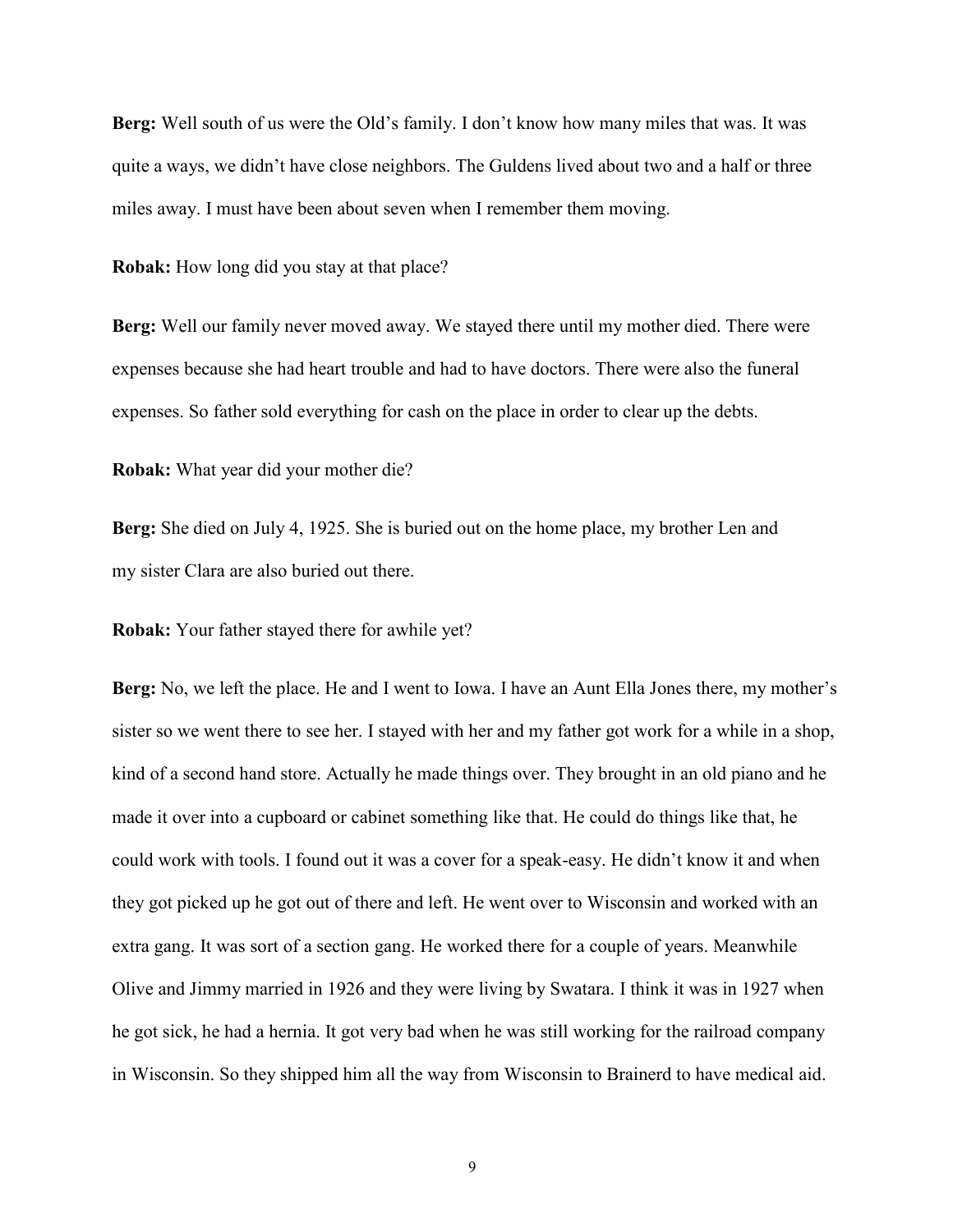**Berg:** Well south of us were the Old's family. I don't know how many miles that was. It was quite a ways, we didn't have close neighbors. The Guldens lived about two and a half or three miles away. I must have been about seven when I remember them moving.

**Robak:** How long did you stay at that place?

**Berg:** Well our family never moved away. We stayed there until my mother died. There were expenses because she had heart trouble and had to have doctors. There were also the funeral expenses. So father sold everything for cash on the place in order to clear up the debts.

**Robak:** What year did your mother die?

**Berg:** She died on July 4, 1925. She is buried out on the home place, my brother Len and my sister Clara are also buried out there.

**Robak:** Your father stayed there for awhile yet?

**Berg:** No, we left the place. He and I went to Iowa. I have an Aunt Ella Jones there, my mother's sister so we went there to see her. I stayed with her and my father got work for a while in a shop, kind of a second hand store. Actually he made things over. They brought in an old piano and he made it over into a cupboard or cabinet something like that. He could do things like that, he could work with tools. I found out it was a cover for a speak-easy. He didn't know it and when they got picked up he got out of there and left. He went over to Wisconsin and worked with an extra gang. It was sort of a section gang. He worked there for a couple of years. Meanwhile Olive and Jimmy married in 1926 and they were living by Swatara. I think it was in 1927 when he got sick, he had a hernia. It got very bad when he was still working for the railroad company in Wisconsin. So they shipped him all the way from Wisconsin to Brainerd to have medical aid.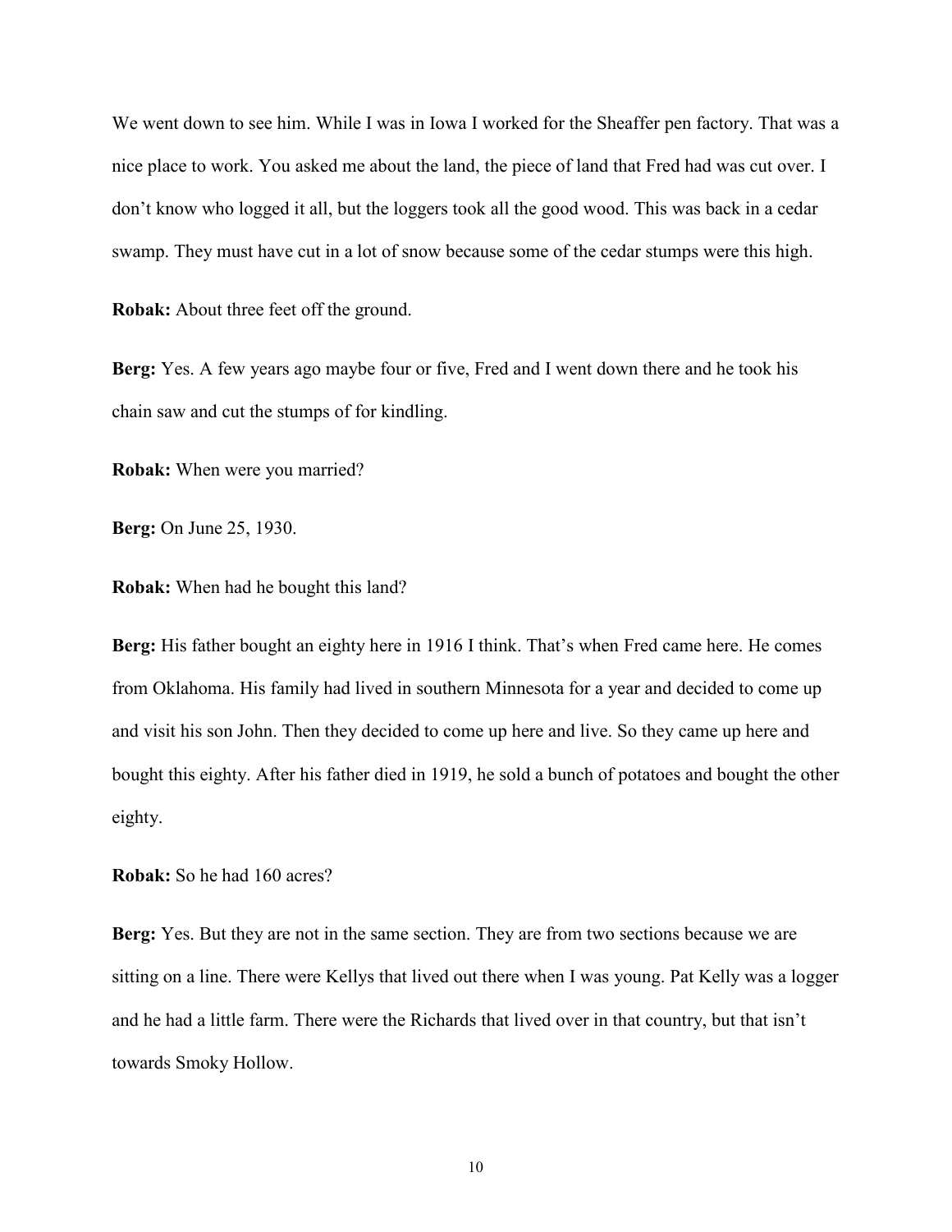We went down to see him. While I was in Iowa I worked for the Sheaffer pen factory. That was a nice place to work. You asked me about the land, the piece of land that Fred had was cut over. I don't know who logged it all, but the loggers took all the good wood. This was back in a cedar swamp. They must have cut in a lot of snow because some of the cedar stumps were this high.

**Robak:** About three feet off the ground.

**Berg:** Yes. A few years ago maybe four or five, Fred and I went down there and he took his chain saw and cut the stumps of for kindling.

**Robak:** When were you married?

**Berg:** On June 25, 1930.

**Robak:** When had he bought this land?

**Berg:** His father bought an eighty here in 1916 I think. That's when Fred came here. He comes from Oklahoma. His family had lived in southern Minnesota for a year and decided to come up and visit his son John. Then they decided to come up here and live. So they came up here and bought this eighty. After his father died in 1919, he sold a bunch of potatoes and bought the other eighty.

**Robak:** So he had 160 acres?

**Berg:** Yes. But they are not in the same section. They are from two sections because we are sitting on a line. There were Kellys that lived out there when I was young. Pat Kelly was a logger and he had a little farm. There were the Richards that lived over in that country, but that isn't towards Smoky Hollow.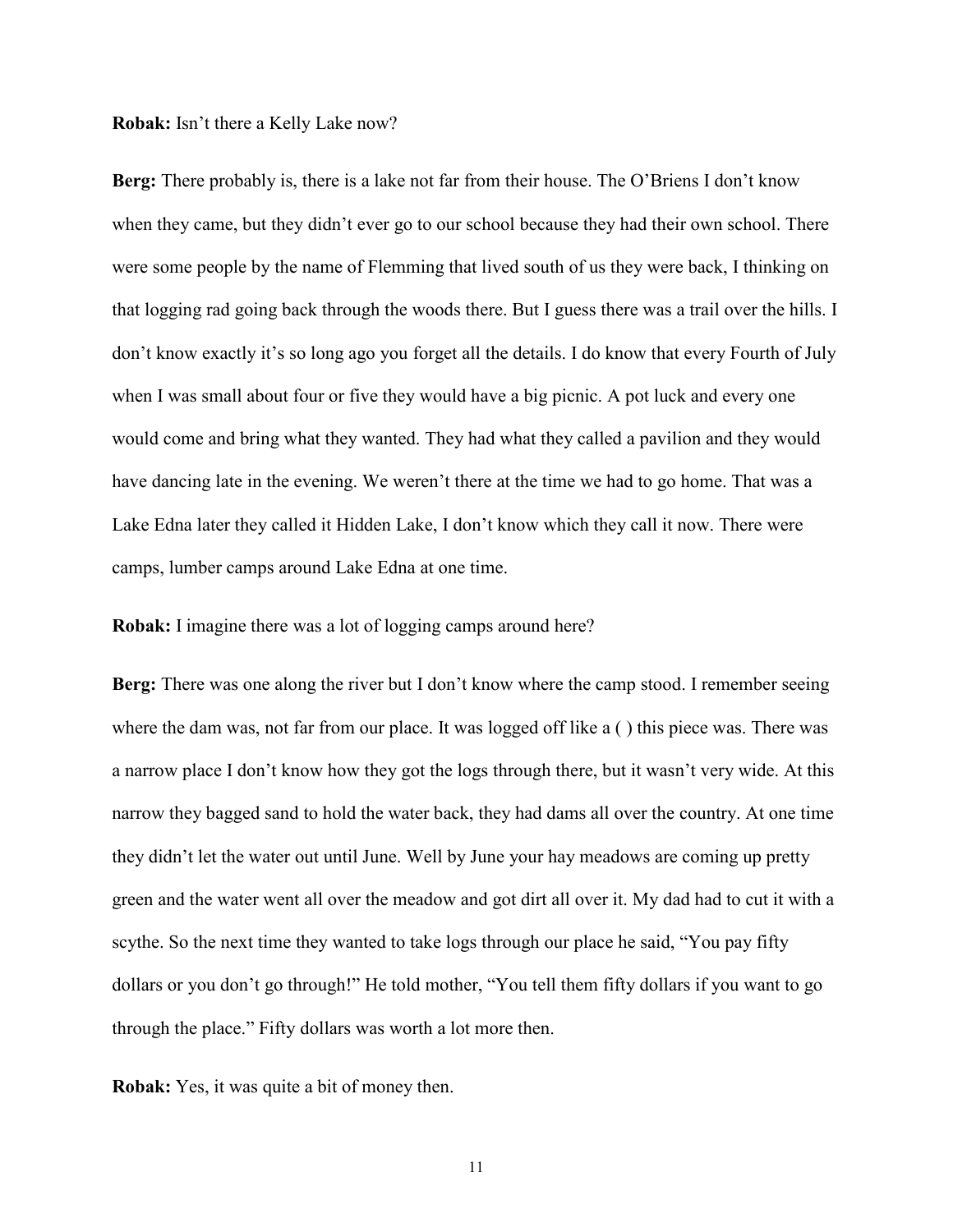**Robak:** Isn't there a Kelly Lake now?

**Berg:** There probably is, there is a lake not far from their house. The O'Briens I don't know when they came, but they didn't ever go to our school because they had their own school. There were some people by the name of Flemming that lived south of us they were back, I thinking on that logging rad going back through the woods there. But I guess there was a trail over the hills. I don't know exactly it's so long ago you forget all the details. I do know that every Fourth of July when I was small about four or five they would have a big picnic. A pot luck and every one would come and bring what they wanted. They had what they called a pavilion and they would have dancing late in the evening. We weren't there at the time we had to go home. That was a Lake Edna later they called it Hidden Lake, I don't know which they call it now. There were camps, lumber camps around Lake Edna at one time.

**Robak:** I imagine there was a lot of logging camps around here?

**Berg:** There was one along the river but I don't know where the camp stood. I remember seeing where the dam was, not far from our place. It was logged off like a ( ) this piece was. There was a narrow place I don't know how they got the logs through there, but it wasn't very wide. At this narrow they bagged sand to hold the water back, they had dams all over the country. At one time they didn't let the water out until June. Well by June your hay meadows are coming up pretty green and the water went all over the meadow and got dirt all over it. My dad had to cut it with a scythe. So the next time they wanted to take logs through our place he said, "You pay fifty dollars or you don't go through!" He told mother, "You tell them fifty dollars if you want to go through the place." Fifty dollars was worth a lot more then.

**Robak:** Yes, it was quite a bit of money then.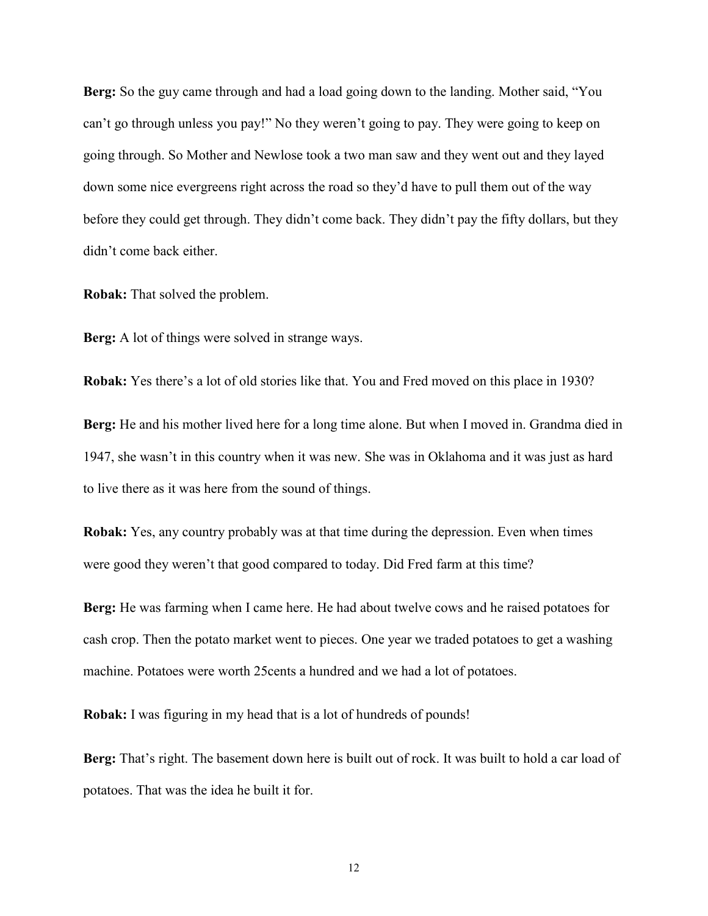**Berg:** So the guy came through and had a load going down to the landing. Mother said, "You can't go through unless you pay!" No they weren't going to pay. They were going to keep on going through. So Mother and Newlose took a two man saw and they went out and they layed down some nice evergreens right across the road so they'd have to pull them out of the way before they could get through. They didn't come back. They didn't pay the fifty dollars, but they didn't come back either.

**Robak:** That solved the problem.

**Berg:** A lot of things were solved in strange ways.

**Robak:** Yes there's a lot of old stories like that. You and Fred moved on this place in 1930?

**Berg:** He and his mother lived here for a long time alone. But when I moved in. Grandma died in 1947, she wasn't in this country when it was new. She was in Oklahoma and it was just as hard to live there as it was here from the sound of things.

**Robak:** Yes, any country probably was at that time during the depression. Even when times were good they weren't that good compared to today. Did Fred farm at this time?

**Berg:** He was farming when I came here. He had about twelve cows and he raised potatoes for cash crop. Then the potato market went to pieces. One year we traded potatoes to get a washing machine. Potatoes were worth 25cents a hundred and we had a lot of potatoes.

**Robak:** I was figuring in my head that is a lot of hundreds of pounds!

**Berg:** That's right. The basement down here is built out of rock. It was built to hold a car load of potatoes. That was the idea he built it for.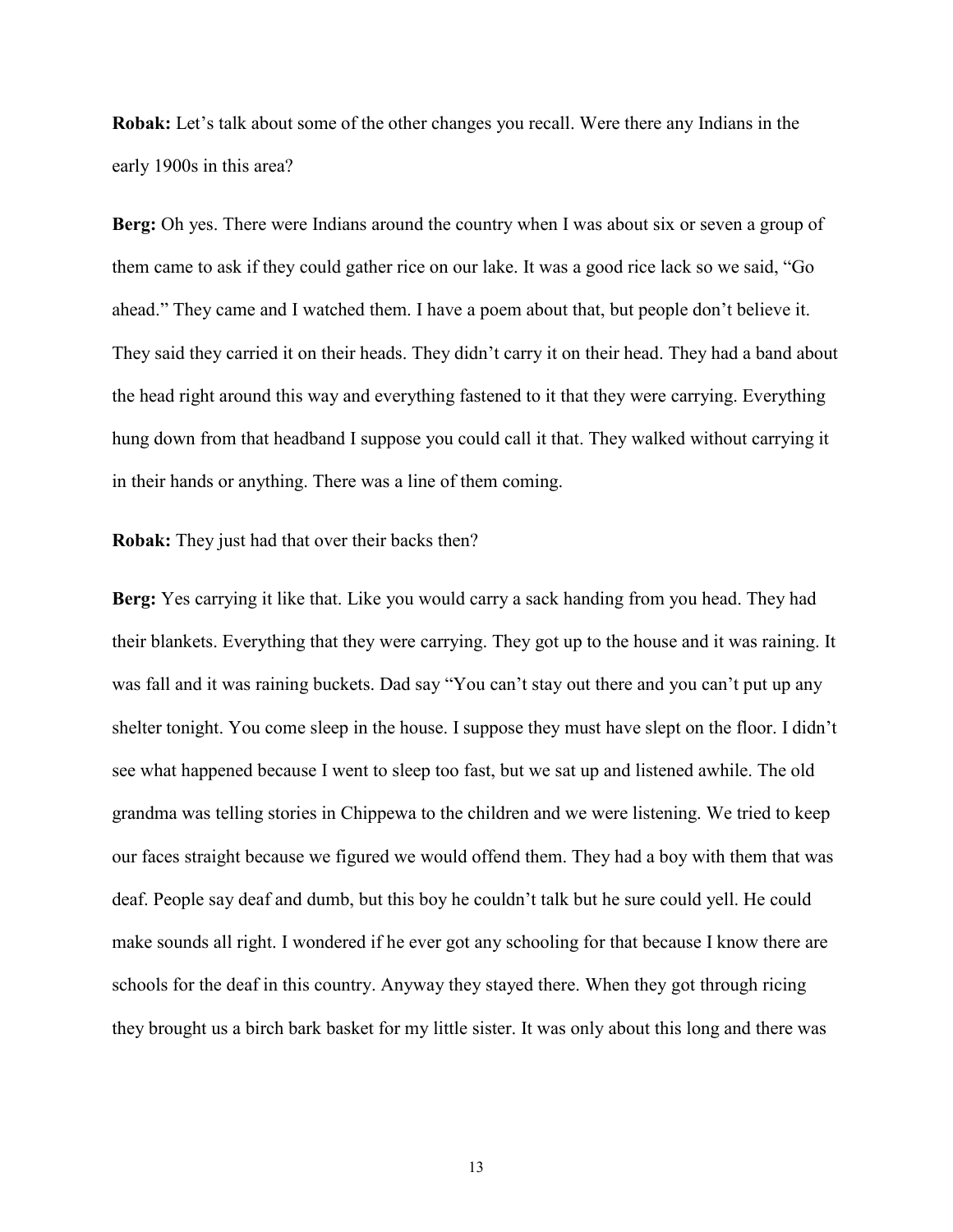**Robak:** Let's talk about some of the other changes you recall. Were there any Indians in the early 1900s in this area?

**Berg:** Oh yes. There were Indians around the country when I was about six or seven a group of them came to ask if they could gather rice on our lake. It was a good rice lack so we said, "Go ahead." They came and I watched them. I have a poem about that, but people don't believe it. They said they carried it on their heads. They didn't carry it on their head. They had a band about the head right around this way and everything fastened to it that they were carrying. Everything hung down from that headband I suppose you could call it that. They walked without carrying it in their hands or anything. There was a line of them coming.

**Robak:** They just had that over their backs then?

**Berg:** Yes carrying it like that. Like you would carry a sack handing from you head. They had their blankets. Everything that they were carrying. They got up to the house and it was raining. It was fall and it was raining buckets. Dad say "You can't stay out there and you can't put up any shelter tonight. You come sleep in the house. I suppose they must have slept on the floor. I didn't see what happened because I went to sleep too fast, but we sat up and listened awhile. The old grandma was telling stories in Chippewa to the children and we were listening. We tried to keep our faces straight because we figured we would offend them. They had a boy with them that was deaf. People say deaf and dumb, but this boy he couldn't talk but he sure could yell. He could make sounds all right. I wondered if he ever got any schooling for that because I know there are schools for the deaf in this country. Anyway they stayed there. When they got through ricing they brought us a birch bark basket for my little sister. It was only about this long and there was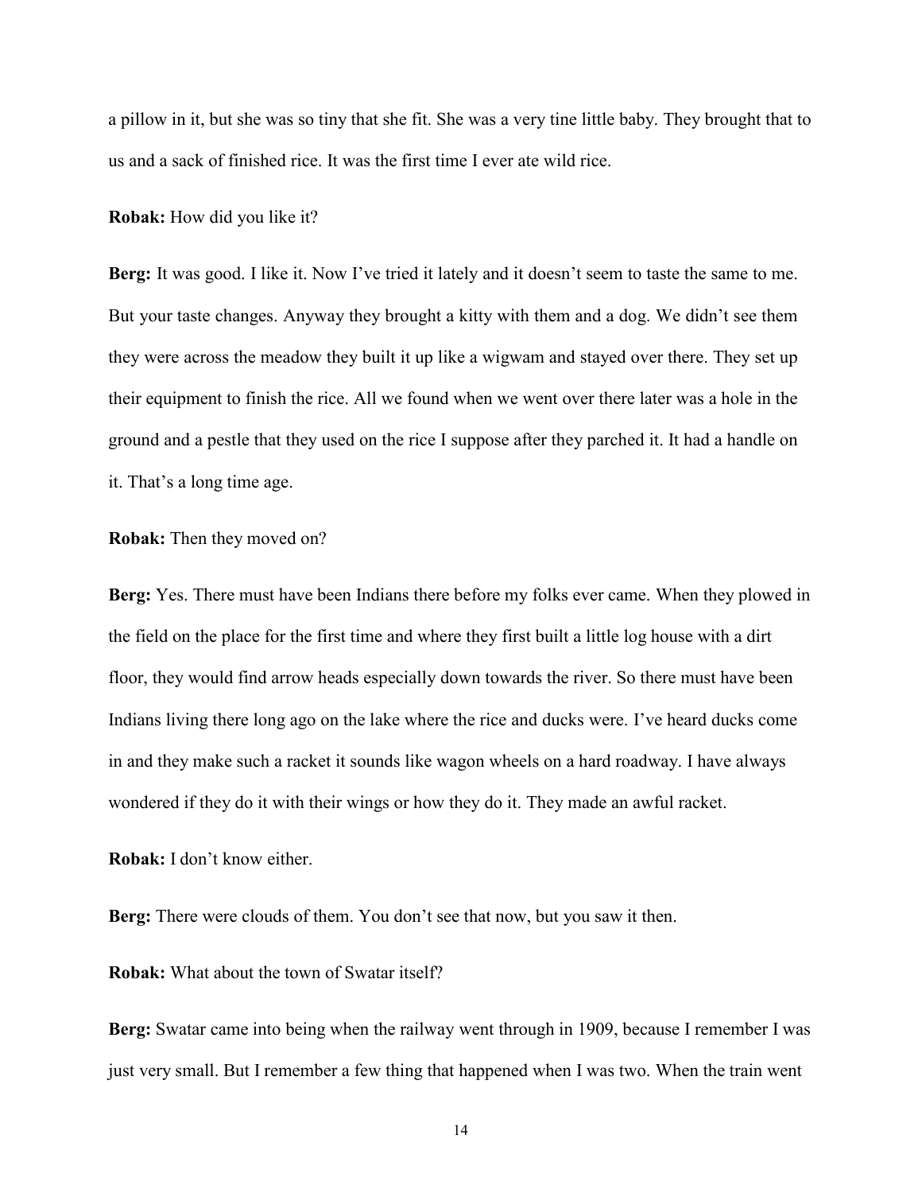a pillow in it, but she was so tiny that she fit. She was a very tine little baby. They brought that to us and a sack of finished rice. It was the first time I ever ate wild rice.

**Robak:** How did you like it?

**Berg:** It was good. I like it. Now I've tried it lately and it doesn't seem to taste the same to me. But your taste changes. Anyway they brought a kitty with them and a dog. We didn't see them they were across the meadow they built it up like a wigwam and stayed over there. They set up their equipment to finish the rice. All we found when we went over there later was a hole in the ground and a pestle that they used on the rice I suppose after they parched it. It had a handle on it. That's a long time age.

**Robak:** Then they moved on?

**Berg:** Yes. There must have been Indians there before my folks ever came. When they plowed in the field on the place for the first time and where they first built a little log house with a dirt floor, they would find arrow heads especially down towards the river. So there must have been Indians living there long ago on the lake where the rice and ducks were. I've heard ducks come in and they make such a racket it sounds like wagon wheels on a hard roadway. I have always wondered if they do it with their wings or how they do it. They made an awful racket.

**Robak:** I don't know either.

**Berg:** There were clouds of them. You don't see that now, but you saw it then.

**Robak:** What about the town of Swatar itself?

**Berg:** Swatar came into being when the railway went through in 1909, because I remember I was just very small. But I remember a few thing that happened when I was two. When the train went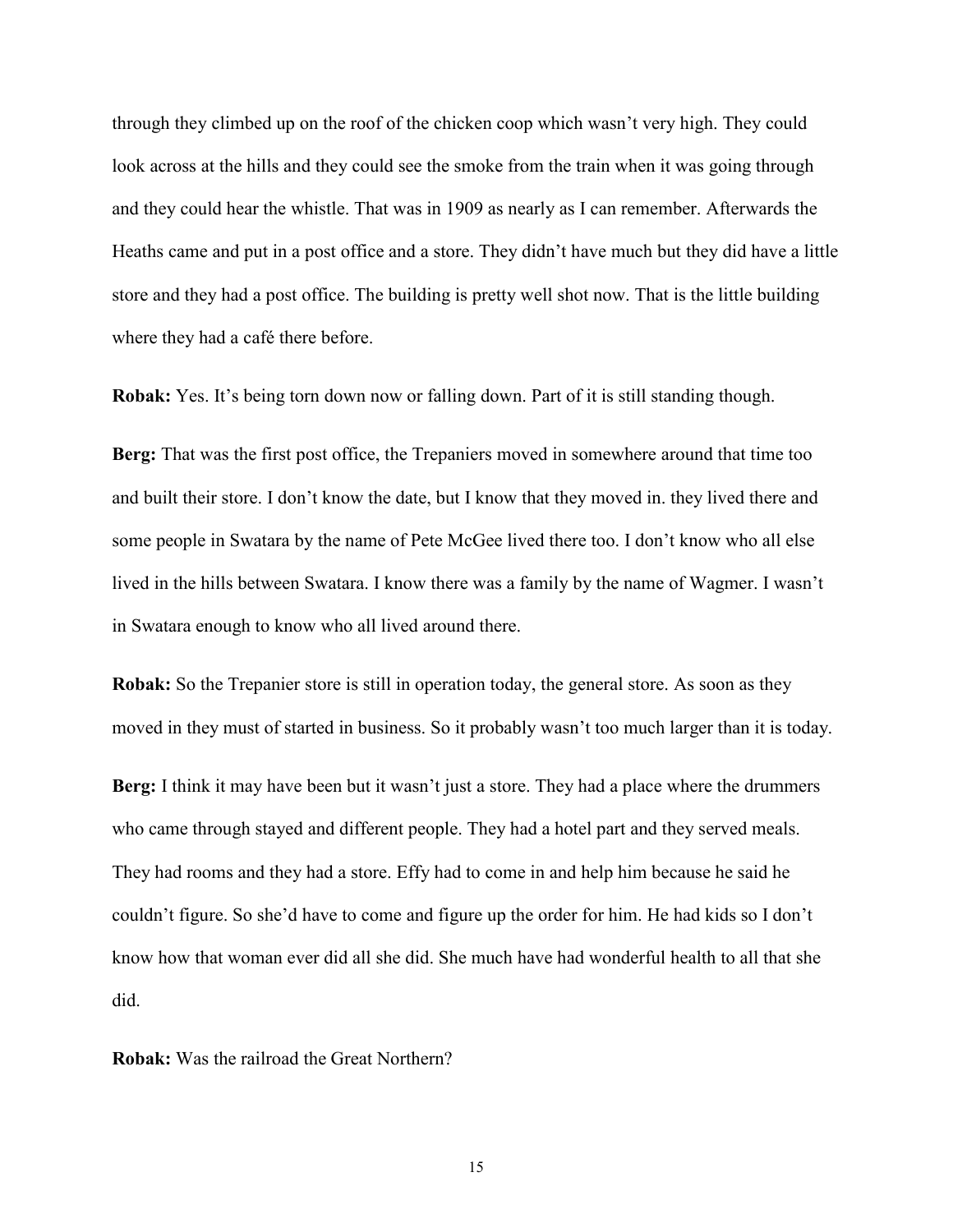through they climbed up on the roof of the chicken coop which wasn't very high. They could look across at the hills and they could see the smoke from the train when it was going through and they could hear the whistle. That was in 1909 as nearly as I can remember. Afterwards the Heaths came and put in a post office and a store. They didn't have much but they did have a little store and they had a post office. The building is pretty well shot now. That is the little building where they had a café there before.

**Robak:** Yes. It's being torn down now or falling down. Part of it is still standing though.

**Berg:** That was the first post office, the Trepaniers moved in somewhere around that time too and built their store. I don't know the date, but I know that they moved in. they lived there and some people in Swatara by the name of Pete McGee lived there too. I don't know who all else lived in the hills between Swatara. I know there was a family by the name of Wagmer. I wasn't in Swatara enough to know who all lived around there.

**Robak:** So the Trepanier store is still in operation today, the general store. As soon as they moved in they must of started in business. So it probably wasn't too much larger than it is today.

**Berg:** I think it may have been but it wasn't just a store. They had a place where the drummers who came through stayed and different people. They had a hotel part and they served meals. They had rooms and they had a store. Effy had to come in and help him because he said he couldn't figure. So she'd have to come and figure up the order for him. He had kids so I don't know how that woman ever did all she did. She much have had wonderful health to all that she did.

**Robak:** Was the railroad the Great Northern?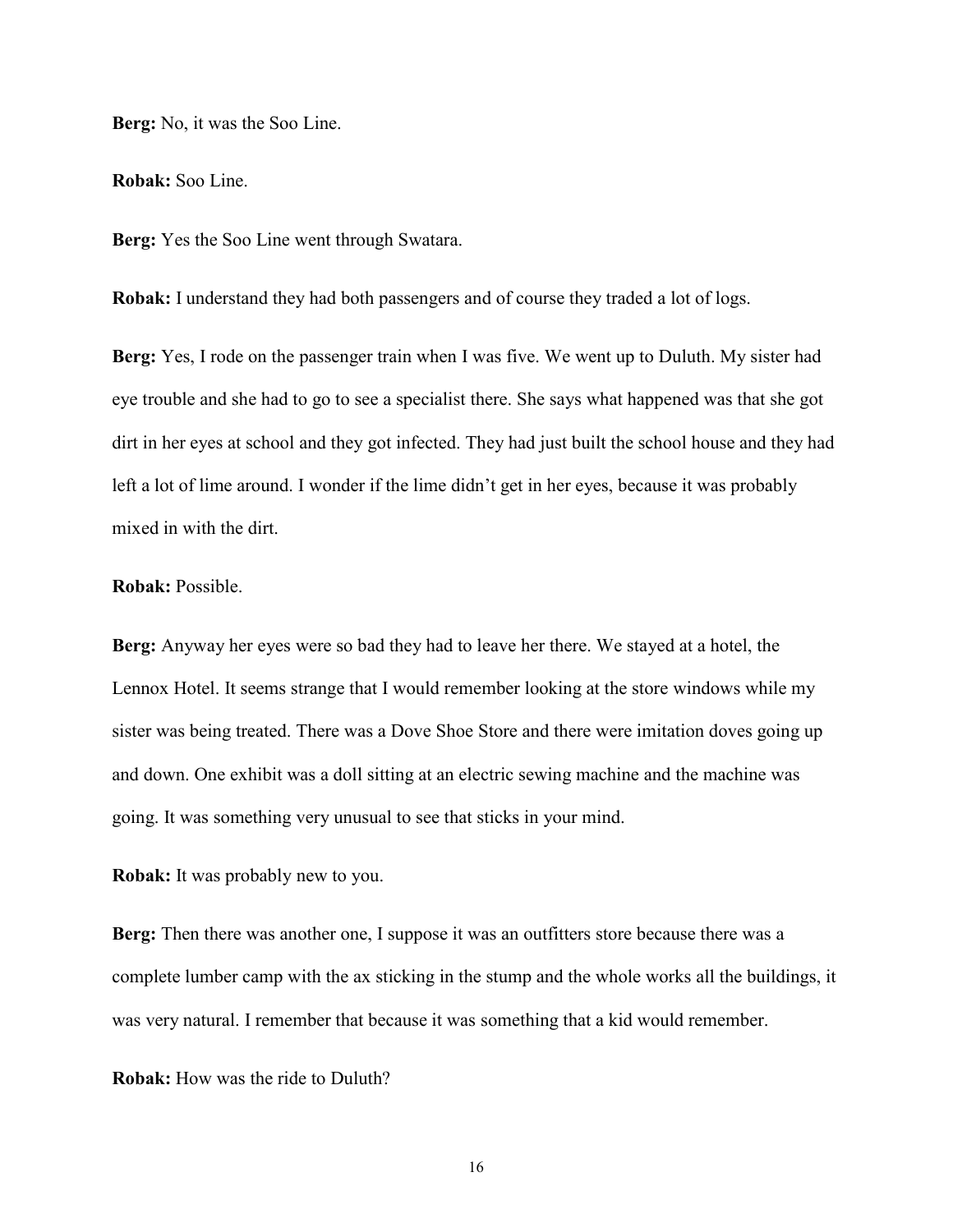**Berg:** No, it was the Soo Line.

**Robak:** Soo Line.

**Berg:** Yes the Soo Line went through Swatara.

**Robak:** I understand they had both passengers and of course they traded a lot of logs.

**Berg:** Yes, I rode on the passenger train when I was five. We went up to Duluth. My sister had eye trouble and she had to go to see a specialist there. She says what happened was that she got dirt in her eyes at school and they got infected. They had just built the school house and they had left a lot of lime around. I wonder if the lime didn't get in her eyes, because it was probably mixed in with the dirt.

**Robak:** Possible.

**Berg:** Anyway her eyes were so bad they had to leave her there. We stayed at a hotel, the Lennox Hotel. It seems strange that I would remember looking at the store windows while my sister was being treated. There was a Dove Shoe Store and there were imitation doves going up and down. One exhibit was a doll sitting at an electric sewing machine and the machine was going. It was something very unusual to see that sticks in your mind.

**Robak:** It was probably new to you.

**Berg:** Then there was another one, I suppose it was an outfitters store because there was a complete lumber camp with the ax sticking in the stump and the whole works all the buildings, it was very natural. I remember that because it was something that a kid would remember.

**Robak:** How was the ride to Duluth?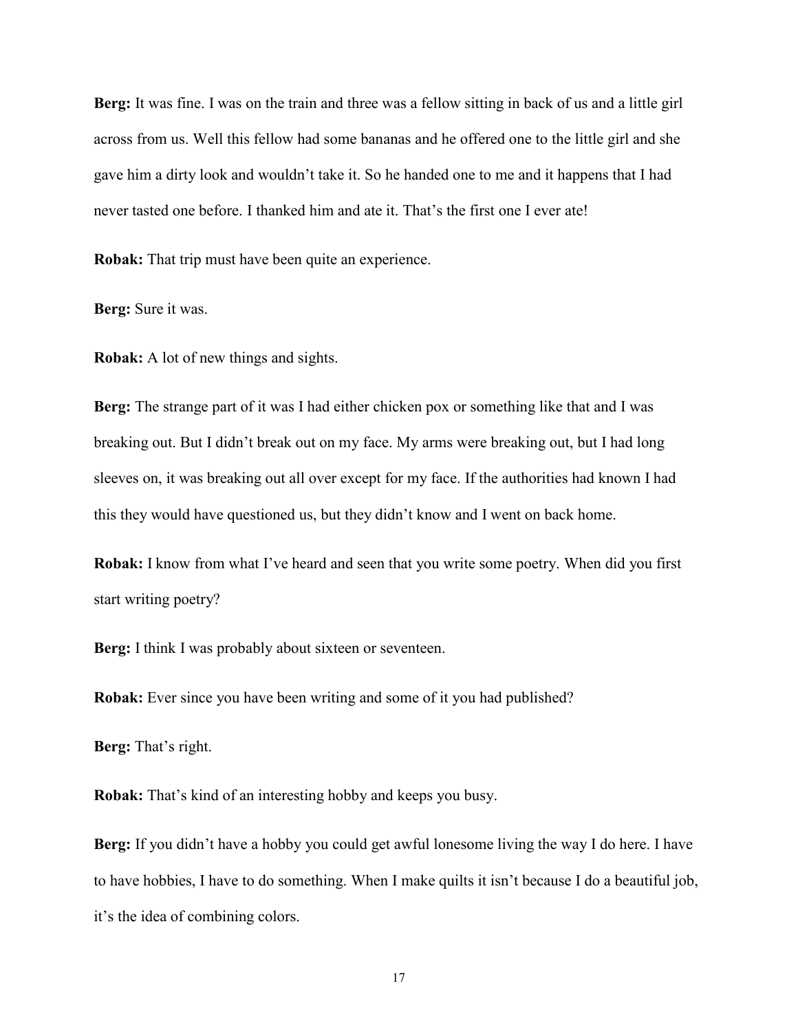**Berg:** It was fine. I was on the train and three was a fellow sitting in back of us and a little girl across from us. Well this fellow had some bananas and he offered one to the little girl and she gave him a dirty look and wouldn't take it. So he handed one to me and it happens that I had never tasted one before. I thanked him and ate it. That's the first one I ever ate!

**Robak:** That trip must have been quite an experience.

**Berg:** Sure it was.

**Robak:** A lot of new things and sights.

**Berg:** The strange part of it was I had either chicken pox or something like that and I was breaking out. But I didn't break out on my face. My arms were breaking out, but I had long sleeves on, it was breaking out all over except for my face. If the authorities had known I had this they would have questioned us, but they didn't know and I went on back home.

**Robak:** I know from what I've heard and seen that you write some poetry. When did you first start writing poetry?

**Berg:** I think I was probably about sixteen or seventeen.

**Robak:** Ever since you have been writing and some of it you had published?

**Berg:** That's right.

**Robak:** That's kind of an interesting hobby and keeps you busy.

**Berg:** If you didn't have a hobby you could get awful lonesome living the way I do here. I have to have hobbies, I have to do something. When I make quilts it isn't because I do a beautiful job, it's the idea of combining colors.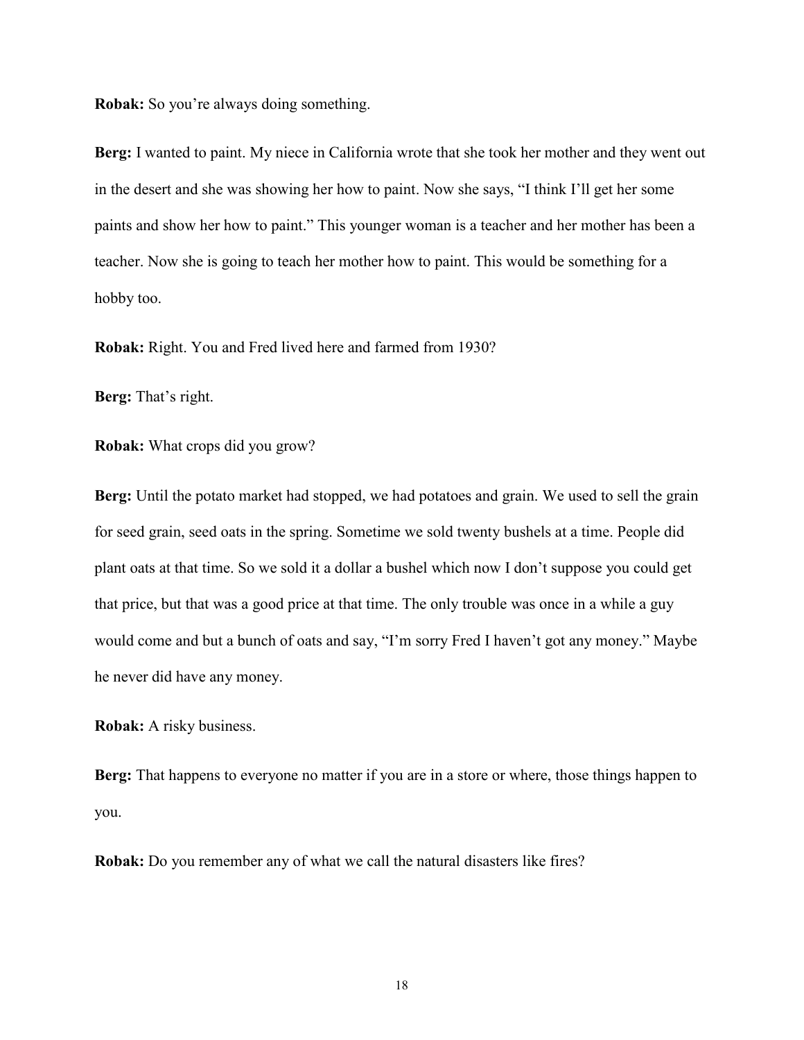**Robak:** So you're always doing something.

**Berg:** I wanted to paint. My niece in California wrote that she took her mother and they went out in the desert and she was showing her how to paint. Now she says, "I think I'll get her some paints and show her how to paint." This younger woman is a teacher and her mother has been a teacher. Now she is going to teach her mother how to paint. This would be something for a hobby too.

**Robak:** Right. You and Fred lived here and farmed from 1930?

**Berg:** That's right.

**Robak:** What crops did you grow?

**Berg:** Until the potato market had stopped, we had potatoes and grain. We used to sell the grain for seed grain, seed oats in the spring. Sometime we sold twenty bushels at a time. People did plant oats at that time. So we sold it a dollar a bushel which now I don't suppose you could get that price, but that was a good price at that time. The only trouble was once in a while a guy would come and but a bunch of oats and say, "I'm sorry Fred I haven't got any money." Maybe he never did have any money.

**Robak:** A risky business.

**Berg:** That happens to everyone no matter if you are in a store or where, those things happen to you.

**Robak:** Do you remember any of what we call the natural disasters like fires?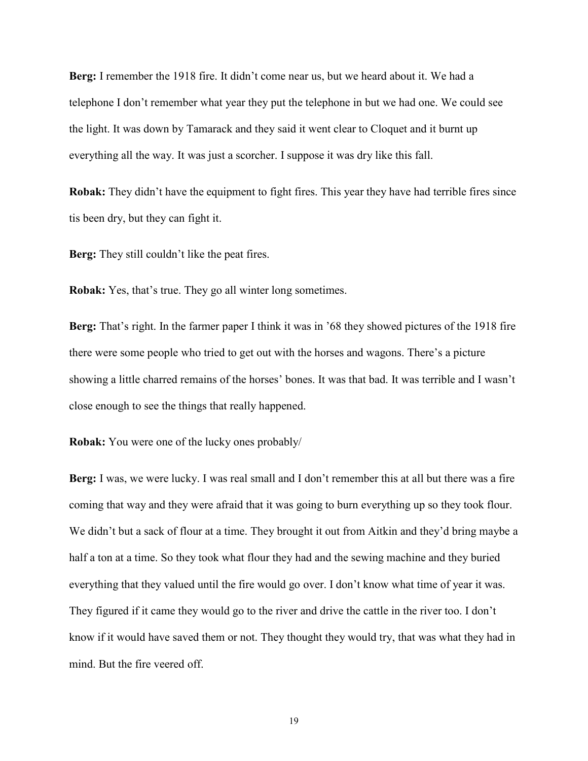**Berg:** I remember the 1918 fire. It didn't come near us, but we heard about it. We had a telephone I don't remember what year they put the telephone in but we had one. We could see the light. It was down by Tamarack and they said it went clear to Cloquet and it burnt up everything all the way. It was just a scorcher. I suppose it was dry like this fall.

**Robak:** They didn't have the equipment to fight fires. This year they have had terrible fires since tis been dry, but they can fight it.

**Berg:** They still couldn't like the peat fires.

**Robak:** Yes, that's true. They go all winter long sometimes.

**Berg:** That's right. In the farmer paper I think it was in '68 they showed pictures of the 1918 fire there were some people who tried to get out with the horses and wagons. There's a picture showing a little charred remains of the horses' bones. It was that bad. It was terrible and I wasn't close enough to see the things that really happened.

**Robak:** You were one of the lucky ones probably/

**Berg:** I was, we were lucky. I was real small and I don't remember this at all but there was a fire coming that way and they were afraid that it was going to burn everything up so they took flour. We didn't but a sack of flour at a time. They brought it out from Aitkin and they'd bring maybe a half a ton at a time. So they took what flour they had and the sewing machine and they buried everything that they valued until the fire would go over. I don't know what time of year it was. They figured if it came they would go to the river and drive the cattle in the river too. I don't know if it would have saved them or not. They thought they would try, that was what they had in mind. But the fire veered off.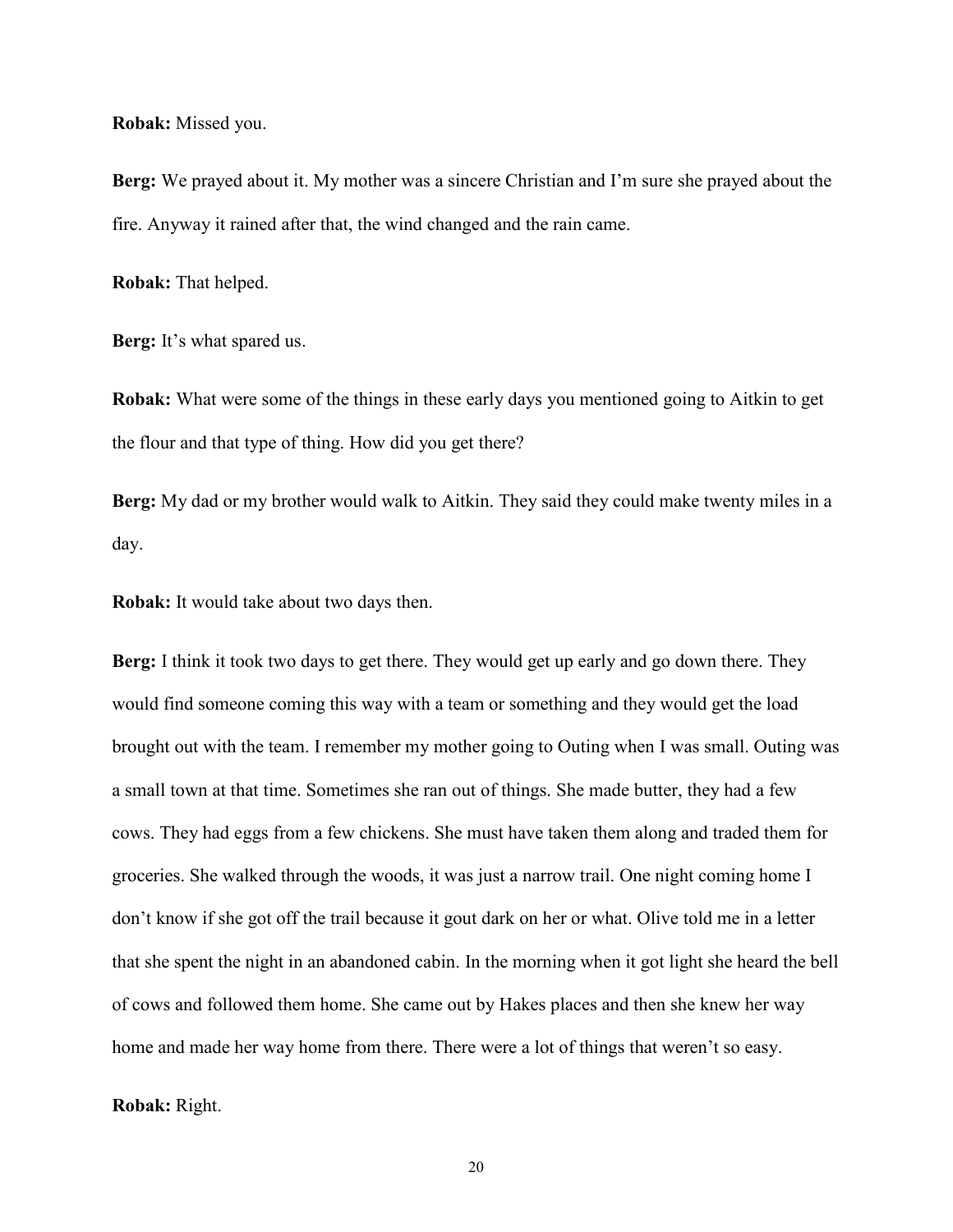**Robak:** Missed you.

**Berg:** We prayed about it. My mother was a sincere Christian and I'm sure she prayed about the fire. Anyway it rained after that, the wind changed and the rain came.

**Robak:** That helped.

**Berg:** It's what spared us.

**Robak:** What were some of the things in these early days you mentioned going to Aitkin to get the flour and that type of thing. How did you get there?

**Berg:** My dad or my brother would walk to Aitkin. They said they could make twenty miles in a day.

**Robak:** It would take about two days then.

**Berg:** I think it took two days to get there. They would get up early and go down there. They would find someone coming this way with a team or something and they would get the load brought out with the team. I remember my mother going to Outing when I was small. Outing was a small town at that time. Sometimes she ran out of things. She made butter, they had a few cows. They had eggs from a few chickens. She must have taken them along and traded them for groceries. She walked through the woods, it was just a narrow trail. One night coming home I don't know if she got off the trail because it gout dark on her or what. Olive told me in a letter that she spent the night in an abandoned cabin. In the morning when it got light she heard the bell of cows and followed them home. She came out by Hakes places and then she knew her way home and made her way home from there. There were a lot of things that weren't so easy.

**Robak:** Right.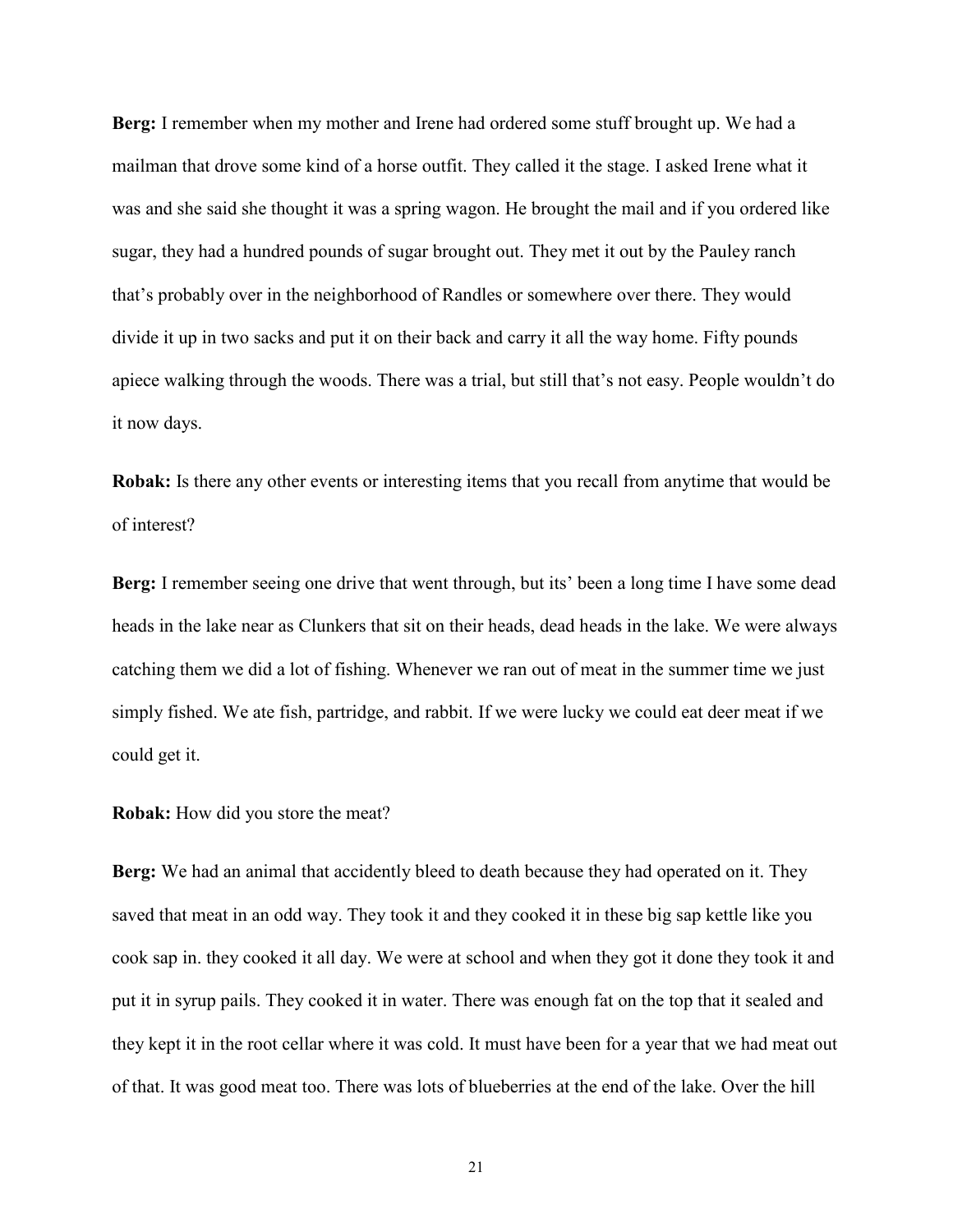**Berg:** I remember when my mother and Irene had ordered some stuff brought up. We had a mailman that drove some kind of a horse outfit. They called it the stage. I asked Irene what it was and she said she thought it was a spring wagon. He brought the mail and if you ordered like sugar, they had a hundred pounds of sugar brought out. They met it out by the Pauley ranch that's probably over in the neighborhood of Randles or somewhere over there. They would divide it up in two sacks and put it on their back and carry it all the way home. Fifty pounds apiece walking through the woods. There was a trial, but still that's not easy. People wouldn't do it now days.

**Robak:** Is there any other events or interesting items that you recall from anytime that would be of interest?

**Berg:** I remember seeing one drive that went through, but its' been a long time I have some dead heads in the lake near as Clunkers that sit on their heads, dead heads in the lake. We were always catching them we did a lot of fishing. Whenever we ran out of meat in the summer time we just simply fished. We ate fish, partridge, and rabbit. If we were lucky we could eat deer meat if we could get it.

**Robak:** How did you store the meat?

**Berg:** We had an animal that accidently bleed to death because they had operated on it. They saved that meat in an odd way. They took it and they cooked it in these big sap kettle like you cook sap in. they cooked it all day. We were at school and when they got it done they took it and put it in syrup pails. They cooked it in water. There was enough fat on the top that it sealed and they kept it in the root cellar where it was cold. It must have been for a year that we had meat out of that. It was good meat too. There was lots of blueberries at the end of the lake. Over the hill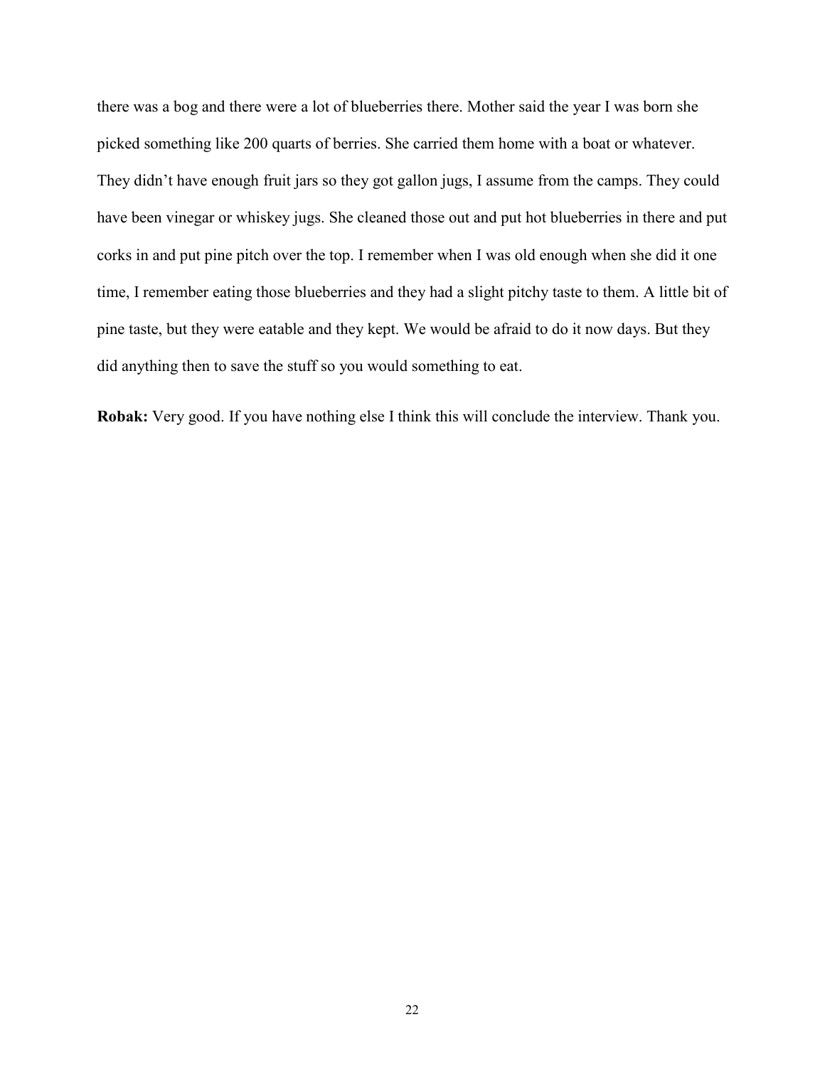there was a bog and there were a lot of blueberries there. Mother said the year I was born she picked something like 200 quarts of berries. She carried them home with a boat or whatever. They didn't have enough fruit jars so they got gallon jugs, I assume from the camps. They could have been vinegar or whiskey jugs. She cleaned those out and put hot blueberries in there and put corks in and put pine pitch over the top. I remember when I was old enough when she did it one time, I remember eating those blueberries and they had a slight pitchy taste to them. A little bit of pine taste, but they were eatable and they kept. We would be afraid to do it now days. But they did anything then to save the stuff so you would something to eat.

**Robak:** Very good. If you have nothing else I think this will conclude the interview. Thank you.